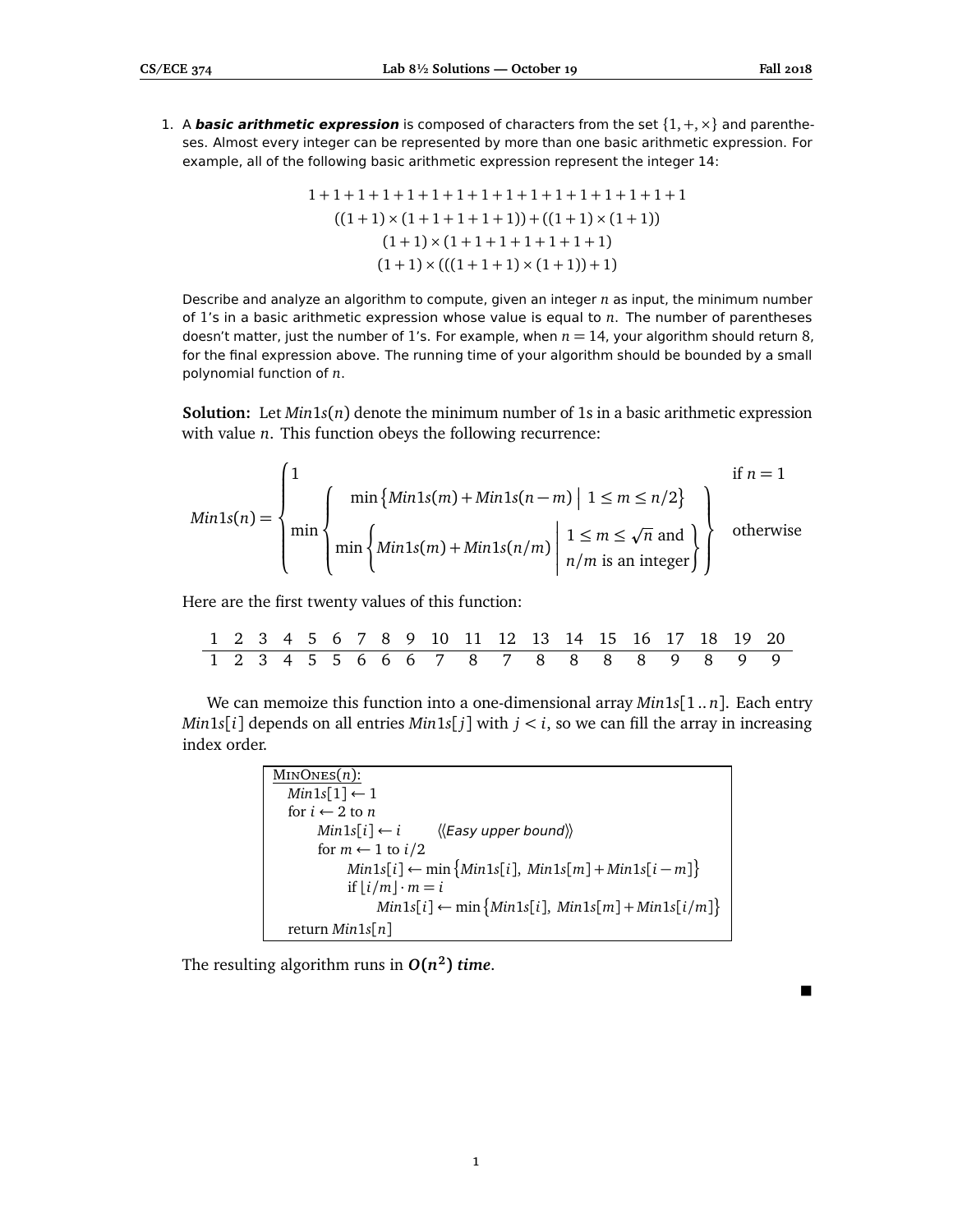1. A ***basic arithmetic expression*** is composed of characters from the set $\{1, +, \times\}$ and parentheses. Almost every integer can be represented by more than one basic arithmetic expression. For example, all of the following basic arithmetic expression represent the integer 14:

$$1+1+1+1+1+1+1+1+1+1+1+1+1+1$$
$$((1+1)\times(1+1+1+1+1))+((1+1)\times(1+1))$$
$$(1+1)\times(1+1+1+1+1+1+1)$$
$$(1+1)\times(((1+1+1)\times(1+1))+1)$$

Describe and analyze an algorithm to compute, given an integer $n$ as input, the minimum number of 1's in a basic arithmetic expression whose value is equal to $n$. The number of parentheses doesn't matter, just the number of 1's. For example, when $n = 14$, your algorithm should return 8, for the final expression above. The running time of your algorithm should be bounded by a small polynomial function of $n$.

**Solution:** Let $Min1s(n)$ denote the minimum number of 1s in a basic arithmetic expression with value $n$. This function obeys the following recurrence:

$$Min1s(n) = \begin{cases} 1 & \text{if } n = 1 \\ \min \left\{ \begin{array}{c} \min\left\{ Min1s(m) + Min1s(n-m) \;\middle|\; 1 \le m \le n/2 \right\} \\ \min\left\{ Min1s(m) + Min1s(n/m) \;\middle|\; \begin{array}{l} 1 \le m \le \sqrt{n} \text{ and} \\ n/m \text{ is an integer} \end{array} \right\} \end{array} \right\} & \text{otherwise} \end{cases}$$

Here are the first twenty values of this function:

| 1 | 2 | 3 | 4 | 5 | 6 | 7 | 8 | 9 | 10 | 11 | 12 | 13 | 14 | 15 | 16 | 17 | 18 | 19 | 20 |
|---|---|---|---|---|---|---|---|---|---|---|---|---|---|---|---|---|---|---|---|
| 1 | 2 | 3 | 4 | 5 | 5 | 6 | 6 | 6 | 7 | 8 | 7 | 8 | 8 | 8 | 8 | 9 | 8 | 9 | 9 |

We can memoize this function into a one-dimensional array $Min1s[1..n]$. Each entry $Min1s[i]$ depends on all entries $Min1s[j]$ with $j < i$, so we can fill the array in increasing index order.

```
MinOnes(n):
  Min1s[1] ← 1
  for i ← 2 to n
      Min1s[i] ← i        ⟨⟨Easy upper bound⟩⟩
      for m ← 1 to i/2
          Min1s[i] ← min{Min1s[i], Min1s[m] + Min1s[i − m]}
          if ⌊i/m⌋ · m = i
              Min1s[i] ← min{Min1s[i], Min1s[m] + Min1s[i/m]}
  return Min1s[n]
```

The resulting algorithm runs in ***$O(n^2)$ time***.

■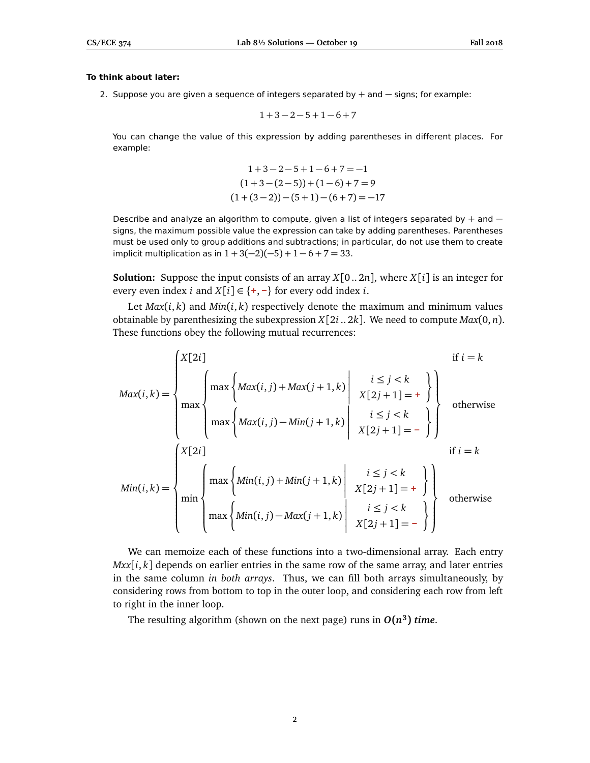**To think about later:**

2. Suppose you are given a sequence of integers separated by + and − signs; for example:

$$1 + 3 - 2 - 5 + 1 - 6 + 7$$

You can change the value of this expression by adding parentheses in different places. For example:

$$1 + 3 - 2 - 5 + 1 - 6 + 7 = -1$$
$$(1 + 3 - (2 - 5)) + (1 - 6) + 7 = 9$$
$$(1 + (3 - 2)) - (5 + 1) - (6 + 7) = -17$$

Describe and analyze an algorithm to compute, given a list of integers separated by + and − signs, the maximum possible value the expression can take by adding parentheses. Parentheses must be used only to group additions and subtractions; in particular, do not use them to create implicit multiplication as in $1 + 3(-2)(-5) + 1 - 6 + 7 = 33$.

**Solution:** Suppose the input consists of an array $X[0..2n]$, where $X[i]$ is an integer for every even index $i$ and $X[i] \in \{+, -\}$ for every odd index $i$.

Let $Max(i,k)$ and $Min(i,k)$ respectively denote the maximum and minimum values obtainable by parenthesizing the subexpression $X[2i..2k]$. We need to compute $Max(0,n)$. These functions obey the following mutual recurrences:

$$Max(i,k) = \begin{cases} X[2i] & \text{if } i = k \\ \max\left\{ \begin{array}{l} \max\left\{ Max(i,j) + Max(j+1,k) \;\middle|\; \begin{array}{c} i \le j < k \\ X[2j+1] = + \end{array} \right\} \\ \max\left\{ Max(i,j) - Min(j+1,k) \;\middle|\; \begin{array}{c} i \le j < k \\ X[2j+1] = - \end{array} \right\} \end{array} \right\} & \text{otherwise} \end{cases}$$

$$Min(i,k) = \begin{cases} X[2i] & \text{if } i = k \\ \min\left\{ \begin{array}{l} \max\left\{ Min(i,j) + Min(j+1,k) \;\middle|\; \begin{array}{c} i \le j < k \\ X[2j+1] = + \end{array} \right\} \\ \max\left\{ Min(i,j) - Max(j+1,k) \;\middle|\; \begin{array}{c} i \le j < k \\ X[2j+1] = - \end{array} \right\} \end{array} \right\} & \text{otherwise} \end{cases}$$

We can memoize each of these functions into a two-dimensional array. Each entry $Mxx[i,k]$ depends on earlier entries in the same row of the same array, and later entries in the same column *in both arrays*. Thus, we can fill both arrays simultaneously, by considering rows from bottom to top in the outer loop, and considering each row from left to right in the inner loop.

The resulting algorithm (shown on the next page) runs in $\boldsymbol{O(n^3)}$ ***time***.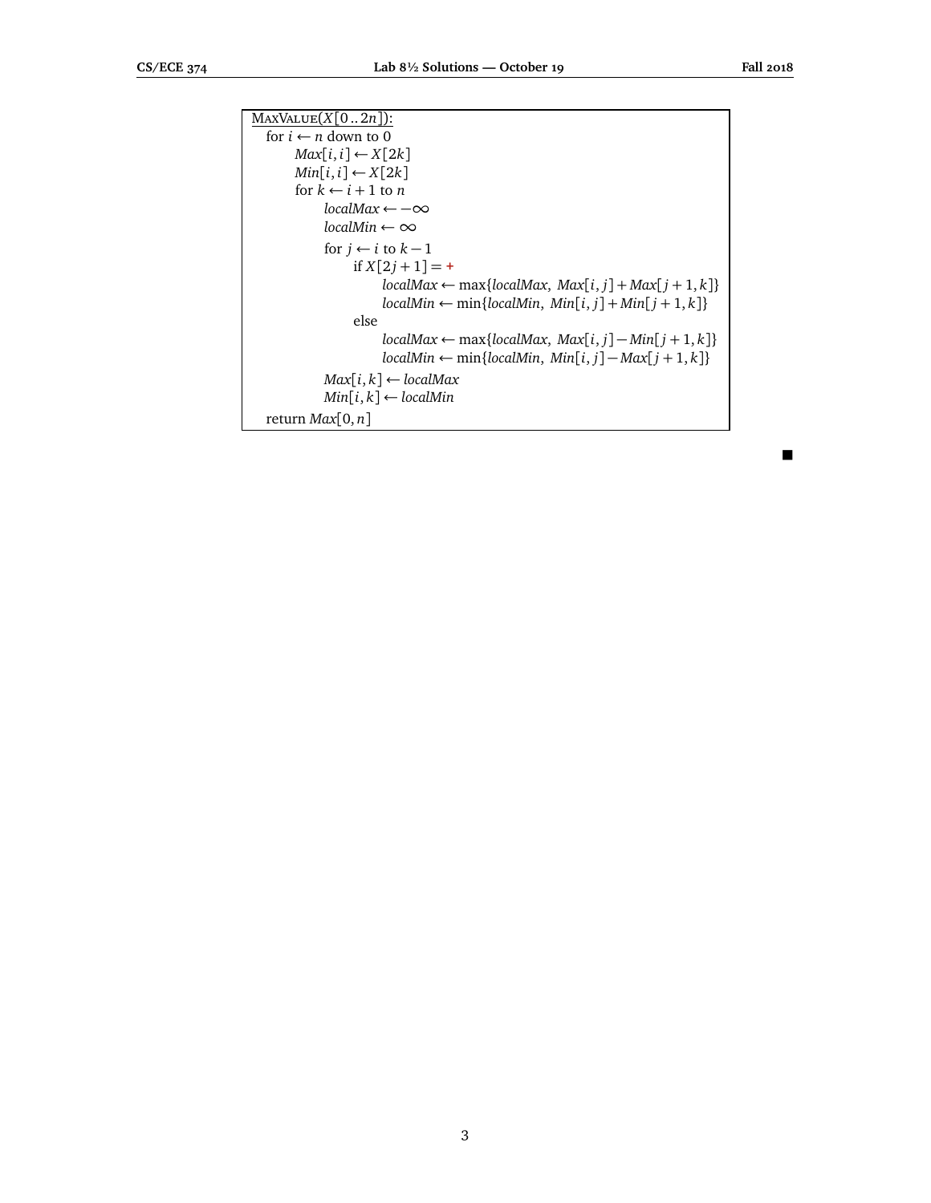```
MaxValue(X[0..2n]):
  for i ← n down to 0
      Max[i,i] ← X[2k]
      Min[i,i] ← X[2k]
      for k ← i+1 to n
          localMax ← −∞
          localMin ← ∞
          for j ← i to k−1
              if X[2j+1] = +
                  localMax ← max{localMax, Max[i,j] + Max[j+1,k]}
                  localMin ← min{localMin, Min[i,j] + Min[j+1,k]}
              else
                  localMax ← max{localMax, Max[i,j] − Min[j+1,k]}
                  localMin ← min{localMin, Min[i,j] − Max[j+1,k]}
          Max[i,k] ← localMax
          Min[i,k] ← localMin
  return Max[0,n]
```

■